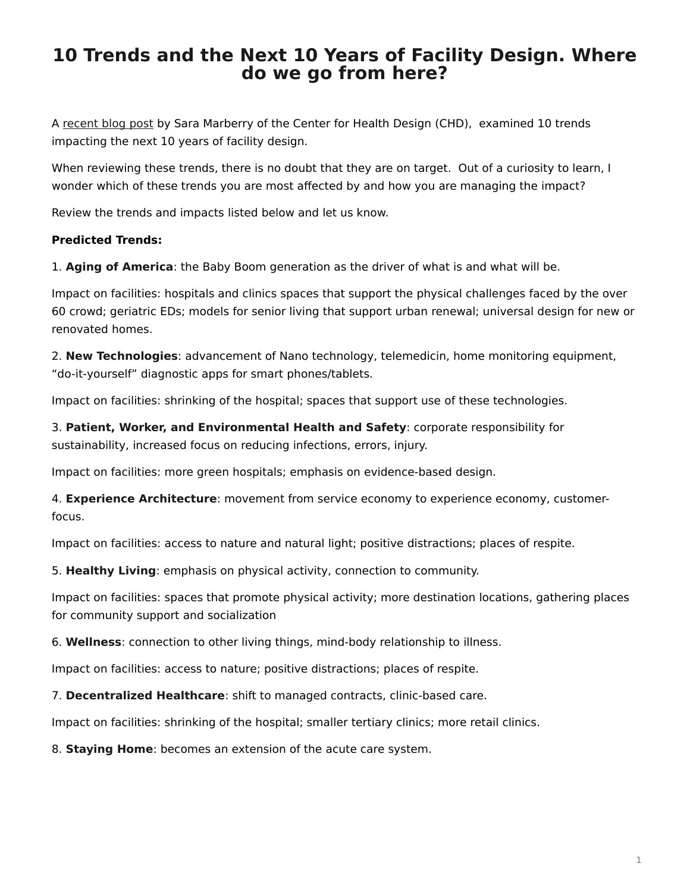# 10 Trends and the Next 10 Years of Facility Design. Where do we go from here?

A recent blog post by Sara Marberry of the Center for Health Design (CHD), examined 10 trends impacting the next 10 years of facility design.

When reviewing these trends, there is no doubt that they are on target. Out of a curiosity to learn, I wonder which of these trends you are most affected by and how you are managing the impact?

Review the trends and impacts listed below and let us know.

**Predicted Trends:**

1. **Aging of America**: the Baby Boom generation as the driver of what is and what will be.

Impact on facilities: hospitals and clinics spaces that support the physical challenges faced by the over 60 crowd; geriatric EDs; models for senior living that support urban renewal; universal design for new or renovated homes.

2. **New Technologies**: advancement of Nano technology, telemedicin, home monitoring equipment, “do-it-yourself” diagnostic apps for smart phones/tablets.

Impact on facilities: shrinking of the hospital; spaces that support use of these technologies.

3. **Patient, Worker, and Environmental Health and Safety**: corporate responsibility for sustainability, increased focus on reducing infections, errors, injury.

Impact on facilities: more green hospitals; emphasis on evidence-based design.

4. **Experience Architecture**: movement from service economy to experience economy, customer-focus.

Impact on facilities: access to nature and natural light; positive distractions; places of respite.

5. **Healthy Living**: emphasis on physical activity, connection to community.

Impact on facilities: spaces that promote physical activity; more destination locations, gathering places for community support and socialization

6. **Wellness**: connection to other living things, mind-body relationship to illness.

Impact on facilities: access to nature; positive distractions; places of respite.

7. **Decentralized Healthcare**: shift to managed contracts, clinic-based care.

Impact on facilities: shrinking of the hospital; smaller tertiary clinics; more retail clinics.

8. **Staying Home**: becomes an extension of the acute care system.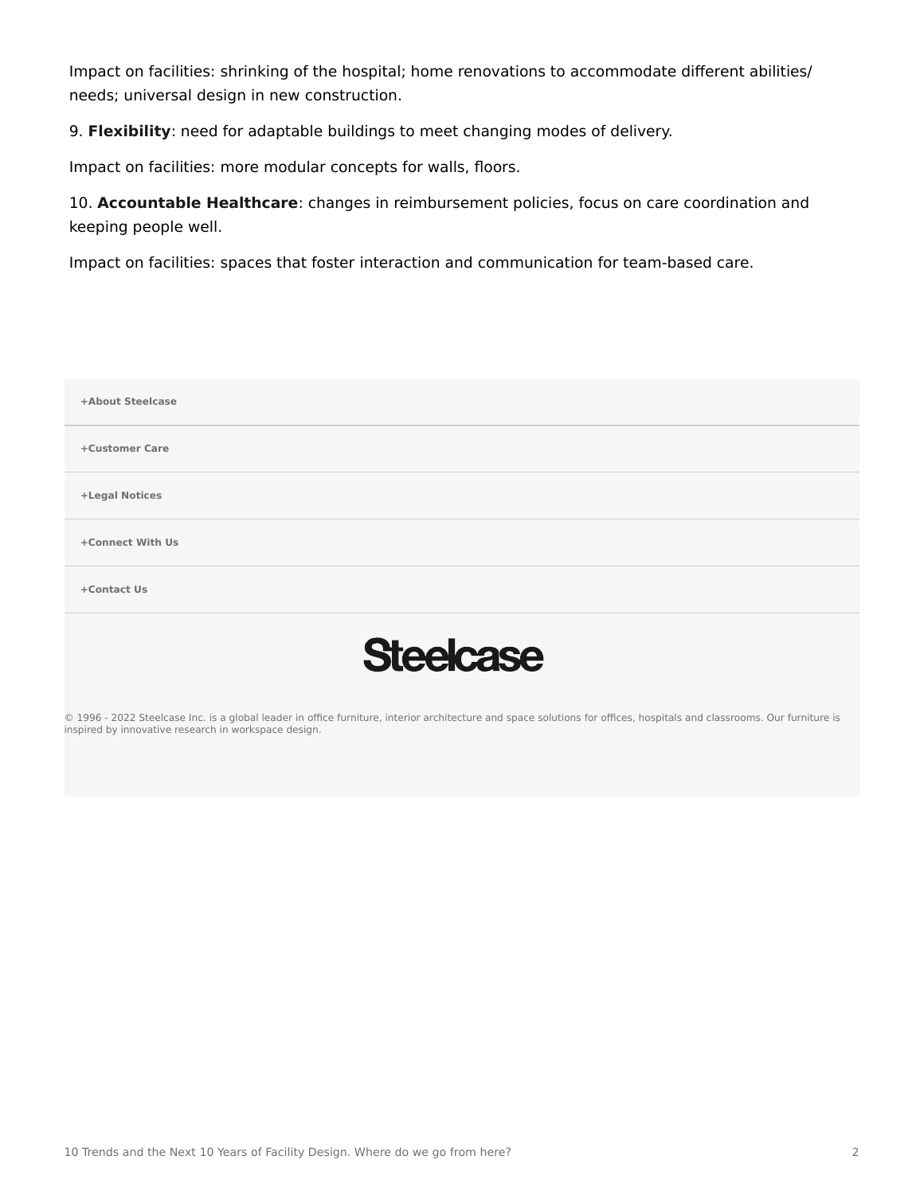Impact on facilities: shrinking of the hospital; home renovations to accommodate different abilities/ needs; universal design in new construction.

9. **Flexibility**: need for adaptable buildings to meet changing modes of delivery.

Impact on facilities: more modular concepts for walls, floors.

10. **Accountable Healthcare**: changes in reimbursement policies, focus on care coordination and keeping people well.

Impact on facilities: spaces that foster interaction and communication for team-based care.

**+About Steelcase**

**+Customer Care**

**+Legal Notices**

**+Connect With Us**

**+Contact Us**

Steelcase

© 1996 - 2022 Steelcase Inc. is a global leader in office furniture, interior architecture and space solutions for offices, hospitals and classrooms. Our furniture is inspired by innovative research in workspace design.